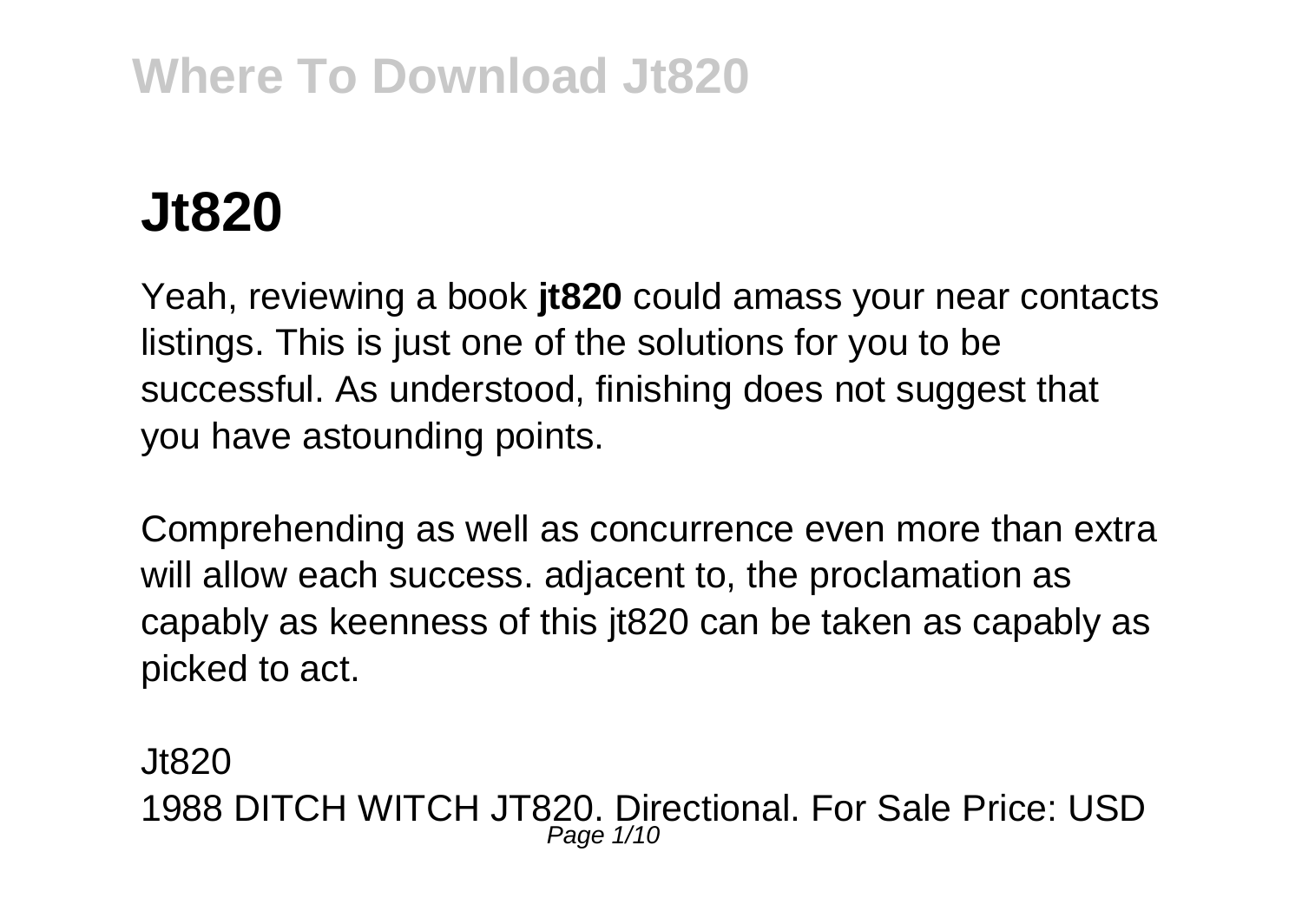# Jt820

Yeah, reviewing a book **jt820** could amass your near contacts listings. This is just one of the solutions for you to be successful. As understood, finishing does not suggest that you have astounding points.

Comprehending as well as concurrence even more than extra will allow each success. adjacent to, the proclamation as capably as keenness of this jt820 can be taken as capably as picked to act.

Jt820

1988 DITCH WITCH JT820. Directional. For Sale Price: USD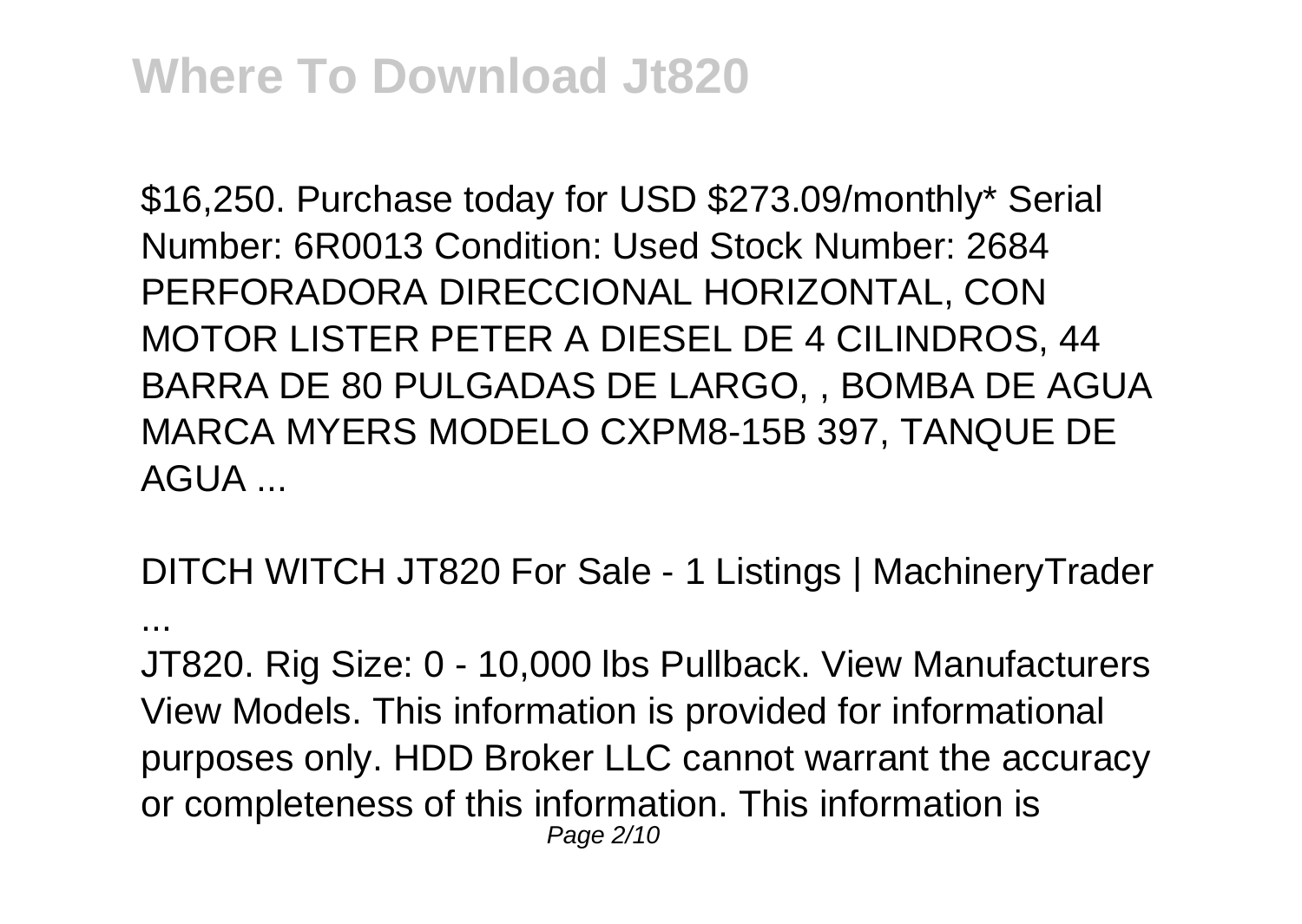\$16,250. Purchase today for USD \$273.09/monthly* Serial Number: 6R0013 Condition: Used Stock Number: 2684 PERFORADORA DIRECCIONAL HORIZONTAL, CON MOTOR LISTER PETER A DIESEL DE 4 CILINDROS, 44 BARRA DE 80 PULGADAS DE LARGO, , BOMBA DE AGUA MARCA MYERS MODELO CXPM8-15B 397, TANQUE DE AGUA ...

DITCH WITCH JT820 For Sale - 1 Listings | MachineryTrader ...

JT820. Rig Size: 0 - 10,000 lbs Pullback. View Manufacturers View Models. This information is provided for informational purposes only. HDD Broker LLC cannot warrant the accuracy or completeness of this information. This information is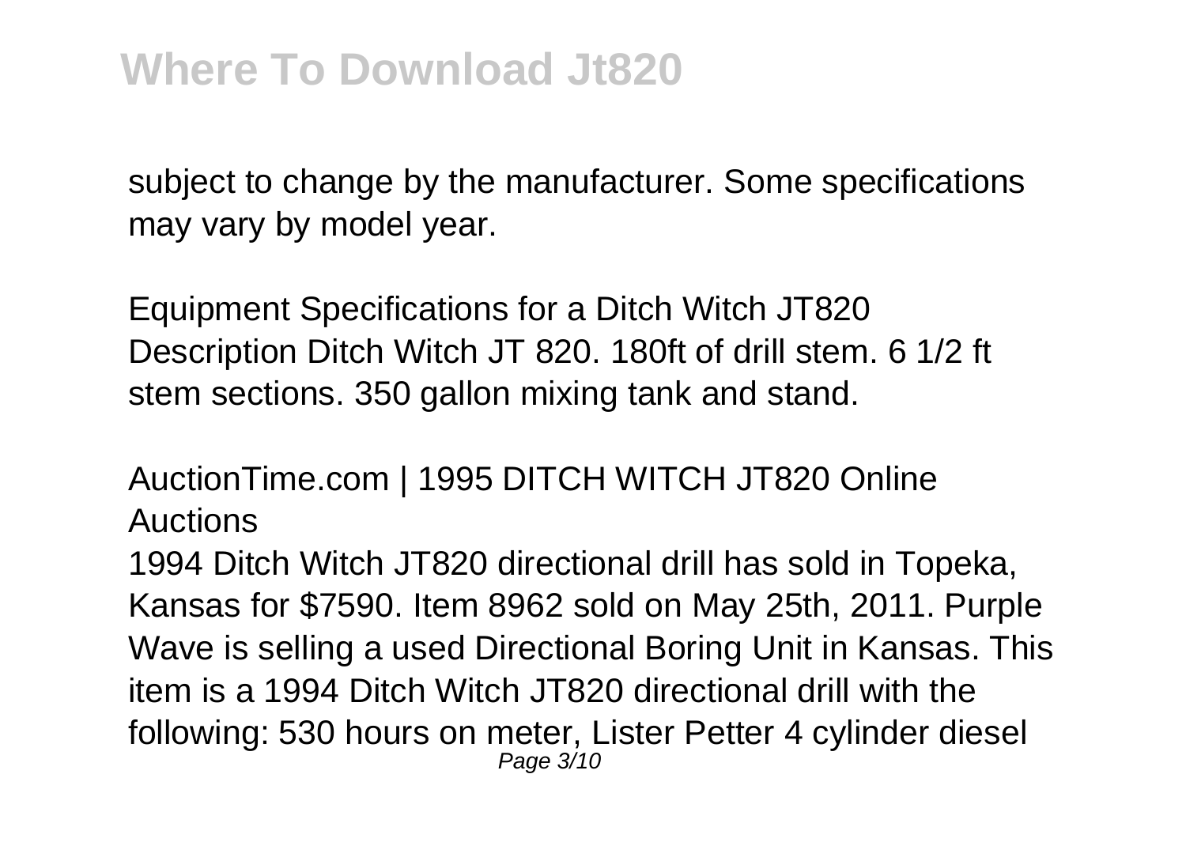subject to change by the manufacturer. Some specifications may vary by model year.

Equipment Specifications for a Ditch Witch JT820
Description Ditch Witch JT 820. 180ft of drill stem. 6 1/2 ft stem sections. 350 gallon mixing tank and stand.

AuctionTime.com | 1995 DITCH WITCH JT820 Online Auctions

1994 Ditch Witch JT820 directional drill has sold in Topeka, Kansas for $7590. Item 8962 sold on May 25th, 2011. Purple Wave is selling a used Directional Boring Unit in Kansas. This item is a 1994 Ditch Witch JT820 directional drill with the following: 530 hours on meter, Lister Petter 4 cylinder diesel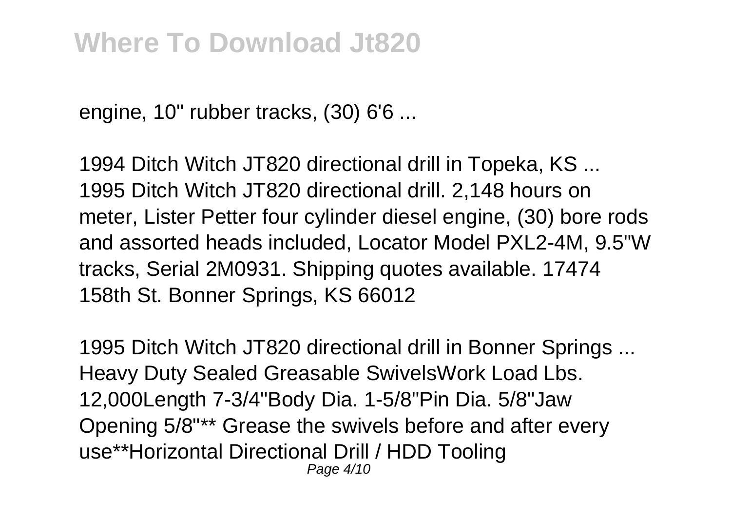engine, 10" rubber tracks, (30) 6'6 ...

1994 Ditch Witch JT820 directional drill in Topeka, KS ...
1995 Ditch Witch JT820 directional drill. 2,148 hours on meter, Lister Petter four cylinder diesel engine, (30) bore rods and assorted heads included, Locator Model PXL2-4M, 9.5"W tracks, Serial 2M0931. Shipping quotes available. 17474 158th St. Bonner Springs, KS 66012

1995 Ditch Witch JT820 directional drill in Bonner Springs ...
Heavy Duty Sealed Greasable SwivelsWork Load Lbs. 12,000Length 7-3/4"Body Dia. 1-5/8"Pin Dia. 5/8"Jaw Opening 5/8"** Grease the swivels before and after every use**Horizontal Directional Drill / HDD Tooling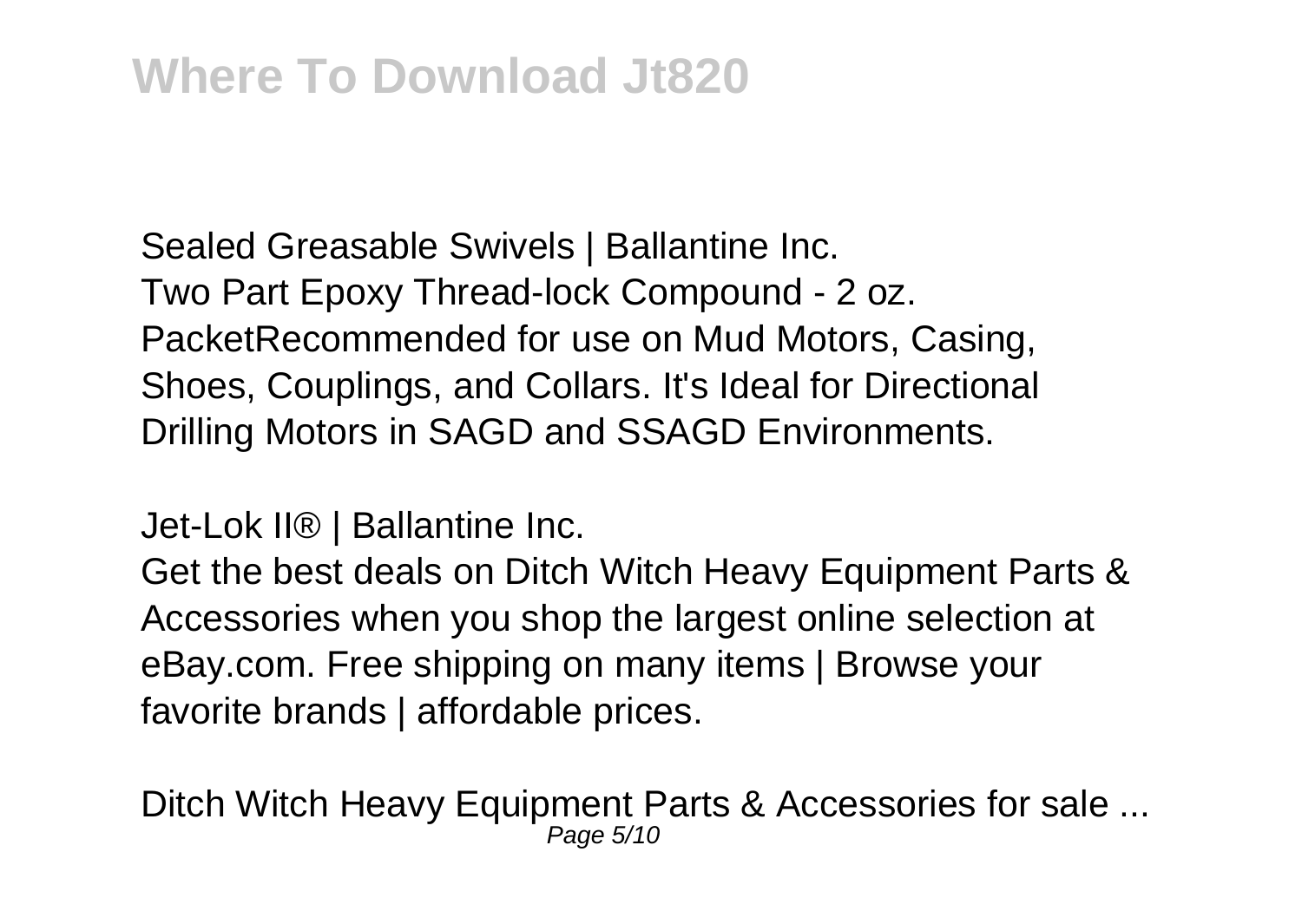Sealed Greasable Swivels | Ballantine Inc.
Two Part Epoxy Thread-lock Compound - 2 oz. PacketRecommended for use on Mud Motors, Casing, Shoes, Couplings, and Collars. It's Ideal for Directional Drilling Motors in SAGD and SSAGD Environments.

Jet-Lok II® | Ballantine Inc.
Get the best deals on Ditch Witch Heavy Equipment Parts & Accessories when you shop the largest online selection at eBay.com. Free shipping on many items | Browse your favorite brands | affordable prices.

Ditch Witch Heavy Equipment Parts & Accessories for sale ...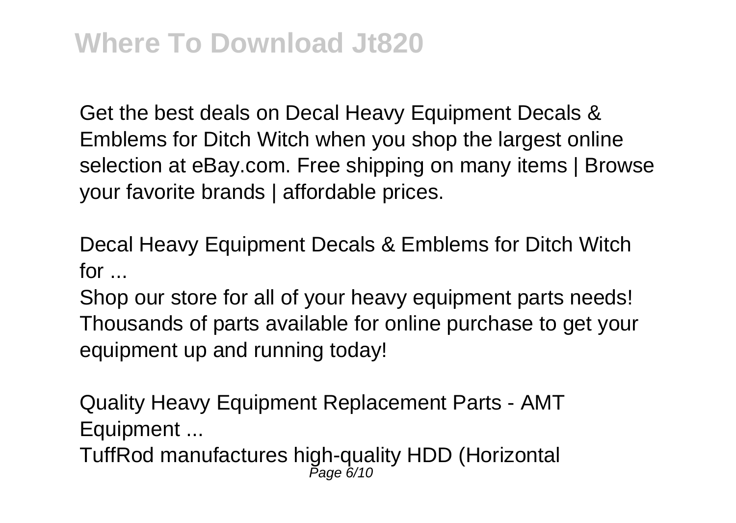Get the best deals on Decal Heavy Equipment Decals & Emblems for Ditch Witch when you shop the largest online selection at eBay.com. Free shipping on many items | Browse your favorite brands | affordable prices.

Decal Heavy Equipment Decals & Emblems for Ditch Witch for ...

Shop our store for all of your heavy equipment parts needs! Thousands of parts available for online purchase to get your equipment up and running today!

Quality Heavy Equipment Replacement Parts - AMT Equipment ...

TuffRod manufactures high-quality HDD (Horizontal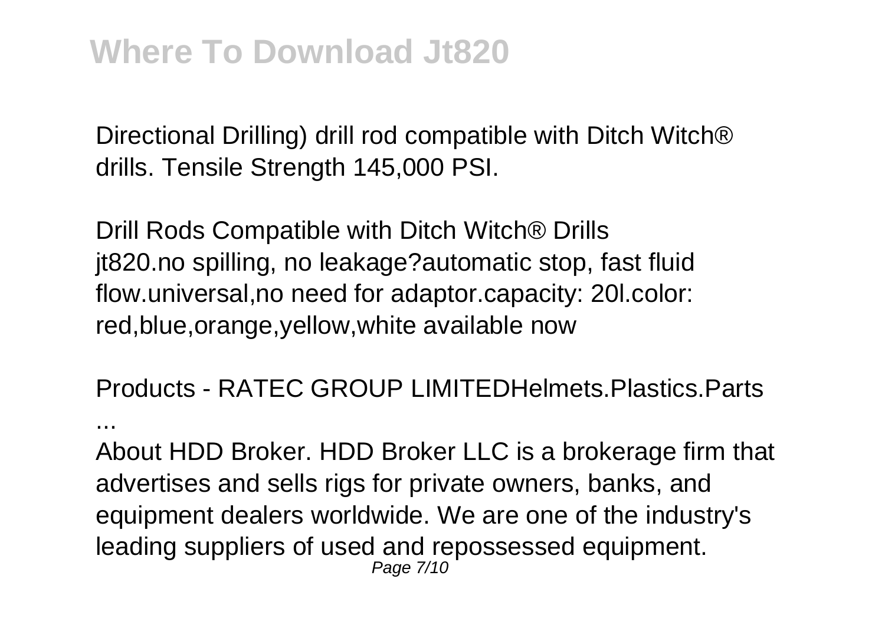Directional Drilling) drill rod compatible with Ditch Witch® drills. Tensile Strength 145,000 PSI.

Drill Rods Compatible with Ditch Witch® Drills
jt820.no spilling, no leakage?automatic stop, fast fluid flow.universal,no need for adaptor.capacity: 20l.color: red,blue,orange,yellow,white available now

Products - RATEC GROUP LIMITEDHelmets.Plastics.Parts ...

About HDD Broker. HDD Broker LLC is a brokerage firm that advertises and sells rigs for private owners, banks, and equipment dealers worldwide. We are one of the industry's leading suppliers of used and repossessed equipment.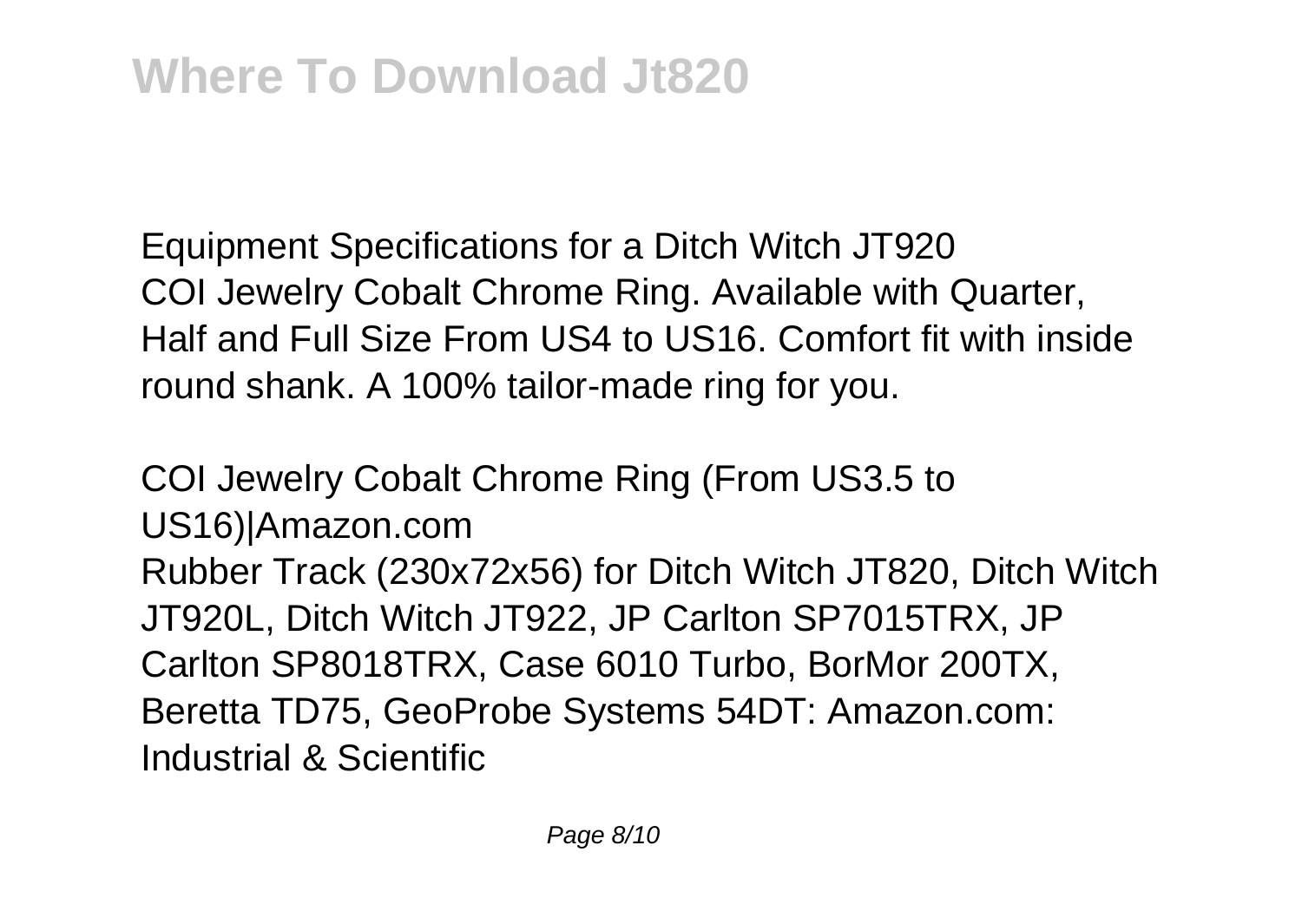Equipment Specifications for a Ditch Witch JT920
COI Jewelry Cobalt Chrome Ring. Available with Quarter, Half and Full Size From US4 to US16. Comfort fit with inside round shank. A 100% tailor-made ring for you.

COI Jewelry Cobalt Chrome Ring (From US3.5 to US16)|Amazon.com
Rubber Track (230x72x56) for Ditch Witch JT820, Ditch Witch JT920L, Ditch Witch JT922, JP Carlton SP7015TRX, JP Carlton SP8018TRX, Case 6010 Turbo, BorMor 200TX, Beretta TD75, GeoProbe Systems 54DT: Amazon.com: Industrial & Scientific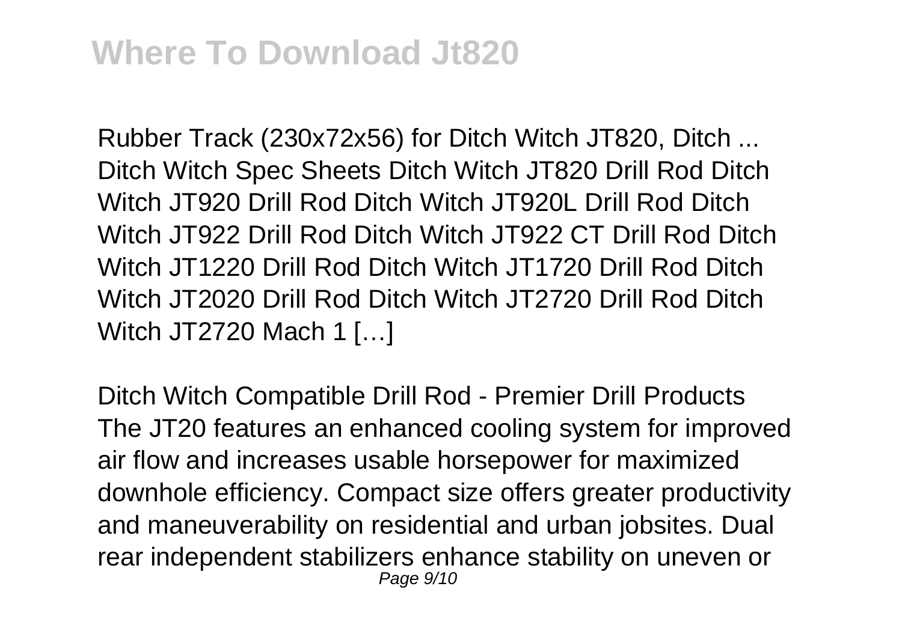Rubber Track (230x72x56) for Ditch Witch JT820, Ditch ... Ditch Witch Spec Sheets Ditch Witch JT820 Drill Rod Ditch Witch JT920 Drill Rod Ditch Witch JT920L Drill Rod Ditch Witch JT922 Drill Rod Ditch Witch JT922 CT Drill Rod Ditch Witch JT1220 Drill Rod Ditch Witch JT1720 Drill Rod Ditch Witch JT2020 Drill Rod Ditch Witch JT2720 Drill Rod Ditch Witch JT2720 Mach 1 […]

Ditch Witch Compatible Drill Rod - Premier Drill Products
The JT20 features an enhanced cooling system for improved air flow and increases usable horsepower for maximized downhole efficiency. Compact size offers greater productivity and maneuverability on residential and urban jobsites. Dual rear independent stabilizers enhance stability on uneven or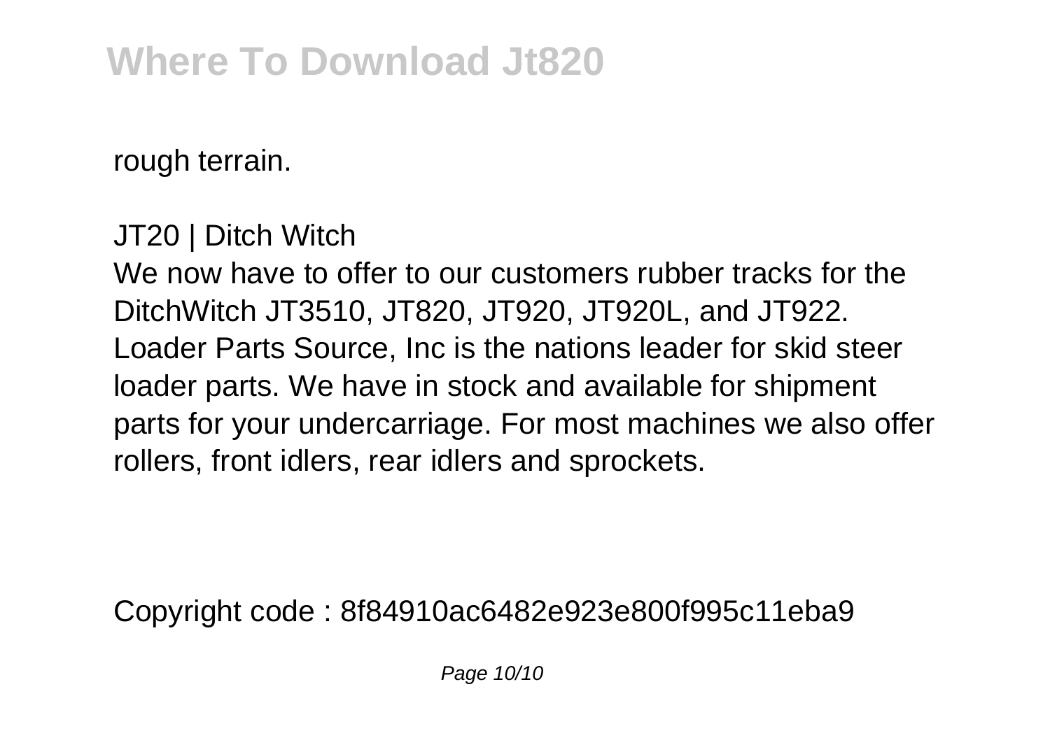rough terrain.

JT20 | Ditch Witch

We now have to offer to our customers rubber tracks for the DitchWitch JT3510, JT820, JT920, JT920L, and JT922. Loader Parts Source, Inc is the nations leader for skid steer loader parts. We have in stock and available for shipment parts for your undercarriage. For most machines we also offer rollers, front idlers, rear idlers and sprockets.

Copyright code : 8f84910ac6482e923e800f995c11eba9